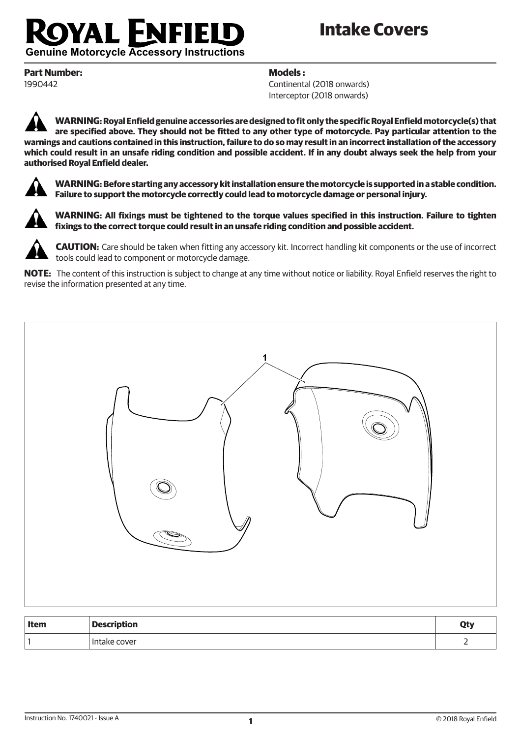# ROYAL ENFIELD

Genuine Motorcycle Accessory Instructions

# Intake Covers

**Part Number:**
1990442

**Models :**
Continental (2018 onwards)
Interceptor (2018 onwards)

**WARNING: Royal Enfield genuine accessories are designed to fit only the specific Royal Enfield motorcycle(s) that are specified above. They should not be fitted to any other type of motorcycle. Pay particular attention to the warnings and cautions contained in this instruction, failure to do so may result in an incorrect installation of the accessory which could result in an unsafe riding condition and possible accident. If in any doubt always seek the help from your authorised Royal Enfield dealer.**

**WARNING: Before starting any accessory kit installation ensure the motorcycle is supported in a stable condition. Failure to support the motorcycle correctly could lead to motorcycle damage or personal injury.**

**WARNING: All fixings must be tightened to the torque values specified in this instruction. Failure to tighten fixings to the correct torque could result in an unsafe riding condition and possible accident.**

**CAUTION:** Care should be taken when fitting any accessory kit. Incorrect handling kit components or the use of incorrect tools could lead to component or motorcycle damage.

**NOTE:** The content of this instruction is subject to change at any time without notice or liability. Royal Enfield reserves the right to revise the information presented at any time.

| Item | Description | Qty |
|---|---|---|
| 1 | Intake cover | 2 |

Instruction No. 1740021 - Issue A

© 2018 Royal Enfield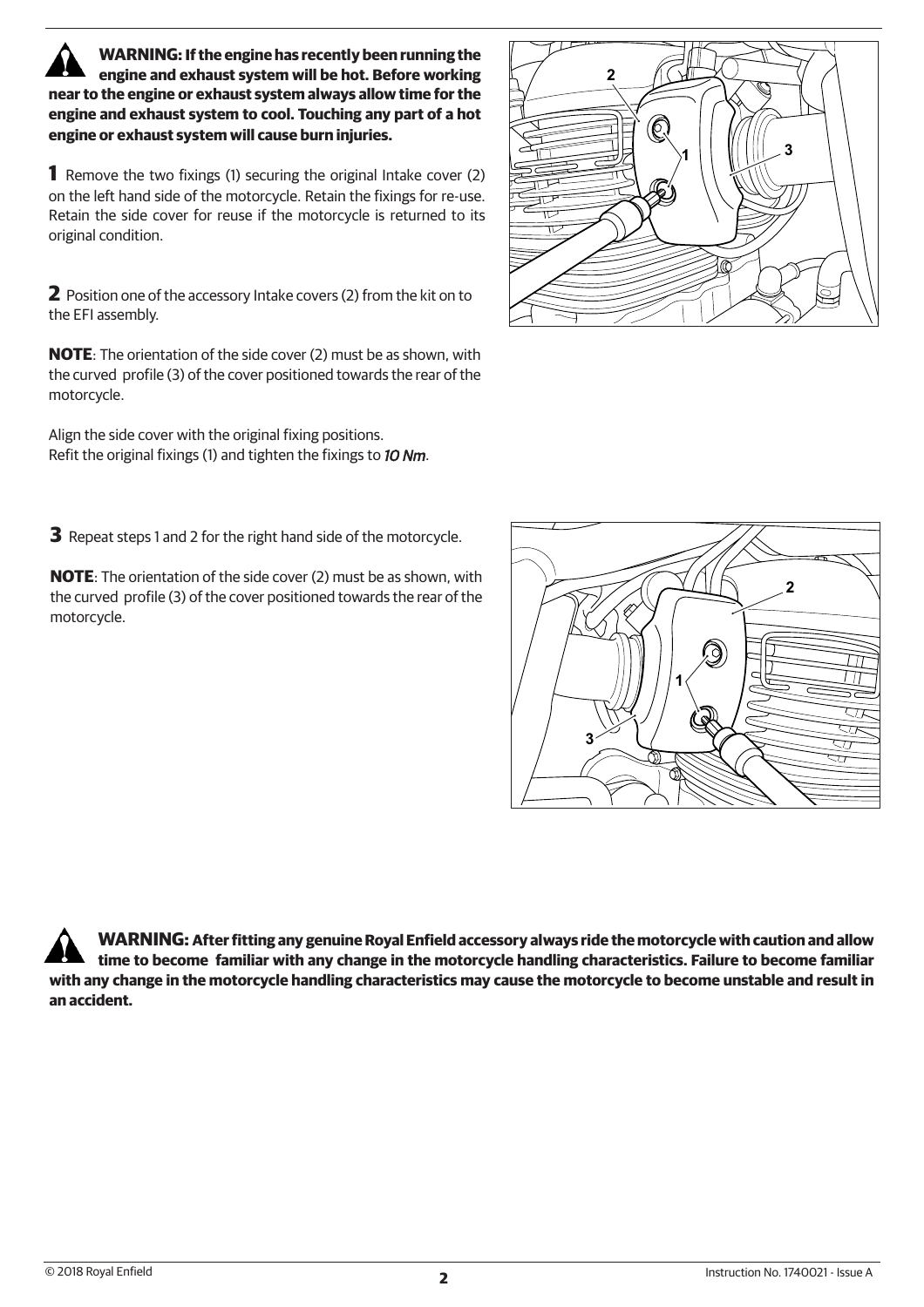**WARNING: If the engine has recently been running the engine and exhaust system will be hot. Before working near to the engine or exhaust system always allow time for the engine and exhaust system to cool. Touching any part of a hot engine or exhaust system will cause burn injuries.**

**1** Remove the two fixings (1) securing the original Intake cover (2) on the left hand side of the motorcycle. Retain the fixings for re-use. Retain the side cover for reuse if the motorcycle is returned to its original condition.

**2** Position one of the accessory Intake covers (2) from the kit on to the EFI assembly.

**NOTE**: The orientation of the side cover (2) must be as shown, with the curved profile (3) of the cover positioned towards the rear of the motorcycle.

Align the side cover with the original fixing positions.
Refit the original fixings (1) and tighten the fixings to *10 Nm*.

**3** Repeat steps 1 and 2 for the right hand side of the motorcycle.

**NOTE**: The orientation of the side cover (2) must be as shown, with the curved profile (3) of the cover positioned towards the rear of the motorcycle.

**WARNING: After fitting any genuine Royal Enfield accessory always ride the motorcycle with caution and allow time to become familiar with any change in the motorcycle handling characteristics. Failure to become familiar with any change in the motorcycle handling characteristics may cause the motorcycle to become unstable and result in an accident.**